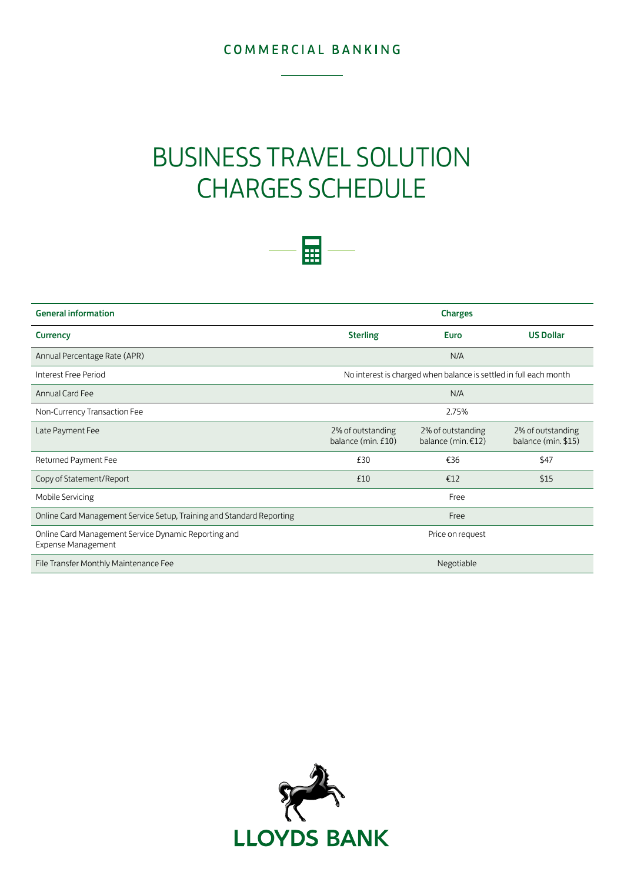COMMERCIAL BANKING

# BUSINESS TRAVEL SOLUTION CHARGES SCHEDULE

| General information | Charges | | |
|---|---|---|---|
| **Currency** | **Sterling** | **Euro** | **US Dollar** |
| Annual Percentage Rate (APR) | N/A | | |
| Interest Free Period | No interest is charged when balance is settled in full each month | | |
| Annual Card Fee | N/A | | |
| Non-Currency Transaction Fee | 2.75% | | |
| Late Payment Fee | 2% of outstanding balance (min. £10) | 2% of outstanding balance (min. €12) | 2% of outstanding balance (min. $15) |
| Returned Payment Fee | £30 | €36 | $47 |
| Copy of Statement/Report | £10 | €12 | $15 |
| Mobile Servicing | Free | | |
| Online Card Management Service Setup, Training and Standard Reporting | Free | | |
| Online Card Management Service Dynamic Reporting and Expense Management | Price on request | | |
| File Transfer Monthly Maintenance Fee | Negotiable | | |

LLOYDS BANK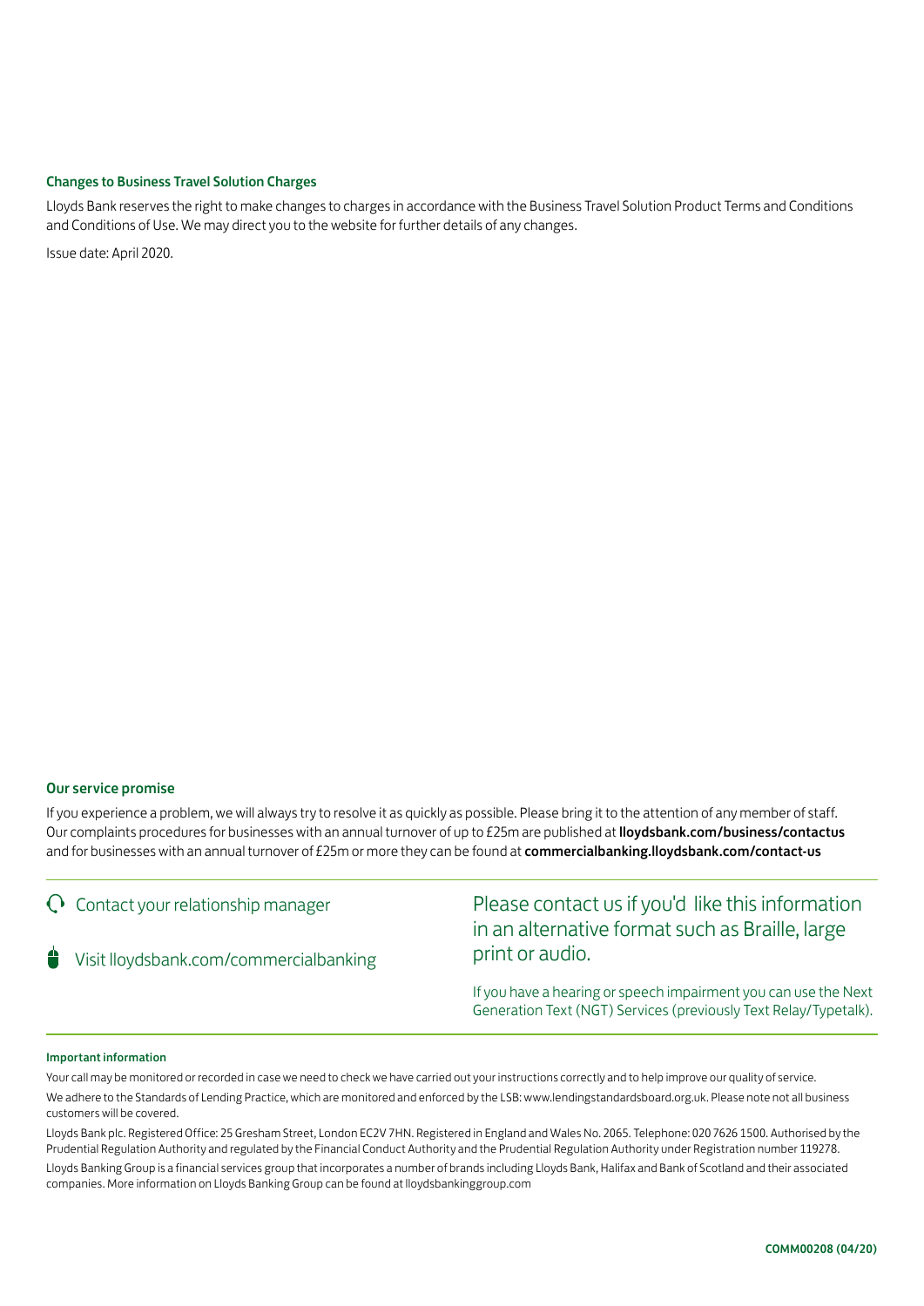### Changes to Business Travel Solution Charges

Lloyds Bank reserves the right to make changes to charges in accordance with the Business Travel Solution Product Terms and Conditions and Conditions of Use. We may direct you to the website for further details of any changes.

Issue date: April 2020.

### Our service promise

If you experience a problem, we will always try to resolve it as quickly as possible. Please bring it to the attention of any member of staff. Our complaints procedures for businesses with an annual turnover of up to £25m are published at **lloydsbank.com/business/contactus** and for businesses with an annual turnover of £25m or more they can be found at **commercialbanking.lloydsbank.com/contact-us**

Contact your relationship manager

Visit lloydsbank.com/commercialbanking

Please contact us if you'd like this information in an alternative format such as Braille, large print or audio.

If you have a hearing or speech impairment you can use the Next Generation Text (NGT) Services (previously Text Relay/Typetalk).

#### Important information

Your call may be monitored or recorded in case we need to check we have carried out your instructions correctly and to help improve our quality of service.

We adhere to the Standards of Lending Practice, which are monitored and enforced by the LSB: www.lendingstandardsboard.org.uk. Please note not all business customers will be covered.

Lloyds Bank plc. Registered Office: 25 Gresham Street, London EC2V 7HN. Registered in England and Wales No. 2065. Telephone: 020 7626 1500. Authorised by the Prudential Regulation Authority and regulated by the Financial Conduct Authority and the Prudential Regulation Authority under Registration number 119278.

Lloyds Banking Group is a financial services group that incorporates a number of brands including Lloyds Bank, Halifax and Bank of Scotland and their associated companies. More information on Lloyds Banking Group can be found at lloydsbankinggroup.com

**COMM00208 (04/20)**